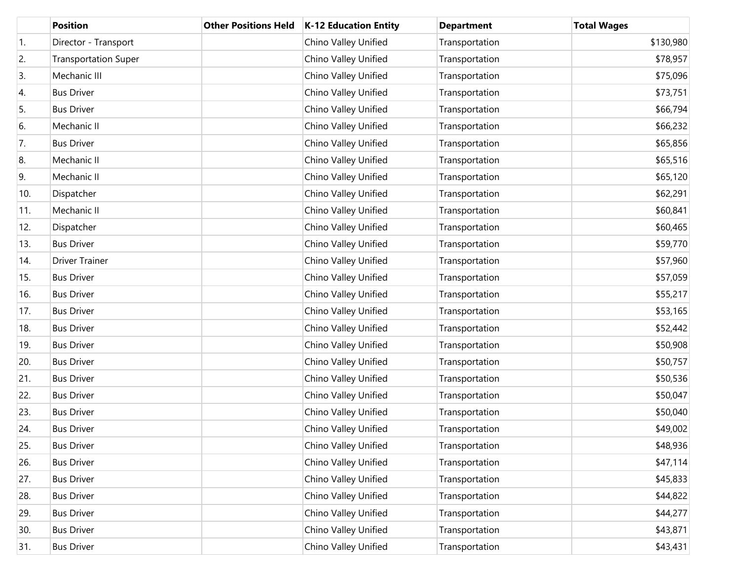| | Position | Other Positions Held | K-12 Education Entity | Department | Total Wages |
|---|---|---|---|---|---|
| 1. | Director - Transport | | Chino Valley Unified | Transportation | $130,980 |
| 2. | Transportation Super | | Chino Valley Unified | Transportation | $78,957 |
| 3. | Mechanic III | | Chino Valley Unified | Transportation | $75,096 |
| 4. | Bus Driver | | Chino Valley Unified | Transportation | $73,751 |
| 5. | Bus Driver | | Chino Valley Unified | Transportation | $66,794 |
| 6. | Mechanic II | | Chino Valley Unified | Transportation | $66,232 |
| 7. | Bus Driver | | Chino Valley Unified | Transportation | $65,856 |
| 8. | Mechanic II | | Chino Valley Unified | Transportation | $65,516 |
| 9. | Mechanic II | | Chino Valley Unified | Transportation | $65,120 |
| 10. | Dispatcher | | Chino Valley Unified | Transportation | $62,291 |
| 11. | Mechanic II | | Chino Valley Unified | Transportation | $60,841 |
| 12. | Dispatcher | | Chino Valley Unified | Transportation | $60,465 |
| 13. | Bus Driver | | Chino Valley Unified | Transportation | $59,770 |
| 14. | Driver Trainer | | Chino Valley Unified | Transportation | $57,960 |
| 15. | Bus Driver | | Chino Valley Unified | Transportation | $57,059 |
| 16. | Bus Driver | | Chino Valley Unified | Transportation | $55,217 |
| 17. | Bus Driver | | Chino Valley Unified | Transportation | $53,165 |
| 18. | Bus Driver | | Chino Valley Unified | Transportation | $52,442 |
| 19. | Bus Driver | | Chino Valley Unified | Transportation | $50,908 |
| 20. | Bus Driver | | Chino Valley Unified | Transportation | $50,757 |
| 21. | Bus Driver | | Chino Valley Unified | Transportation | $50,536 |
| 22. | Bus Driver | | Chino Valley Unified | Transportation | $50,047 |
| 23. | Bus Driver | | Chino Valley Unified | Transportation | $50,040 |
| 24. | Bus Driver | | Chino Valley Unified | Transportation | $49,002 |
| 25. | Bus Driver | | Chino Valley Unified | Transportation | $48,936 |
| 26. | Bus Driver | | Chino Valley Unified | Transportation | $47,114 |
| 27. | Bus Driver | | Chino Valley Unified | Transportation | $45,833 |
| 28. | Bus Driver | | Chino Valley Unified | Transportation | $44,822 |
| 29. | Bus Driver | | Chino Valley Unified | Transportation | $44,277 |
| 30. | Bus Driver | | Chino Valley Unified | Transportation | $43,871 |
| 31. | Bus Driver | | Chino Valley Unified | Transportation | $43,431 |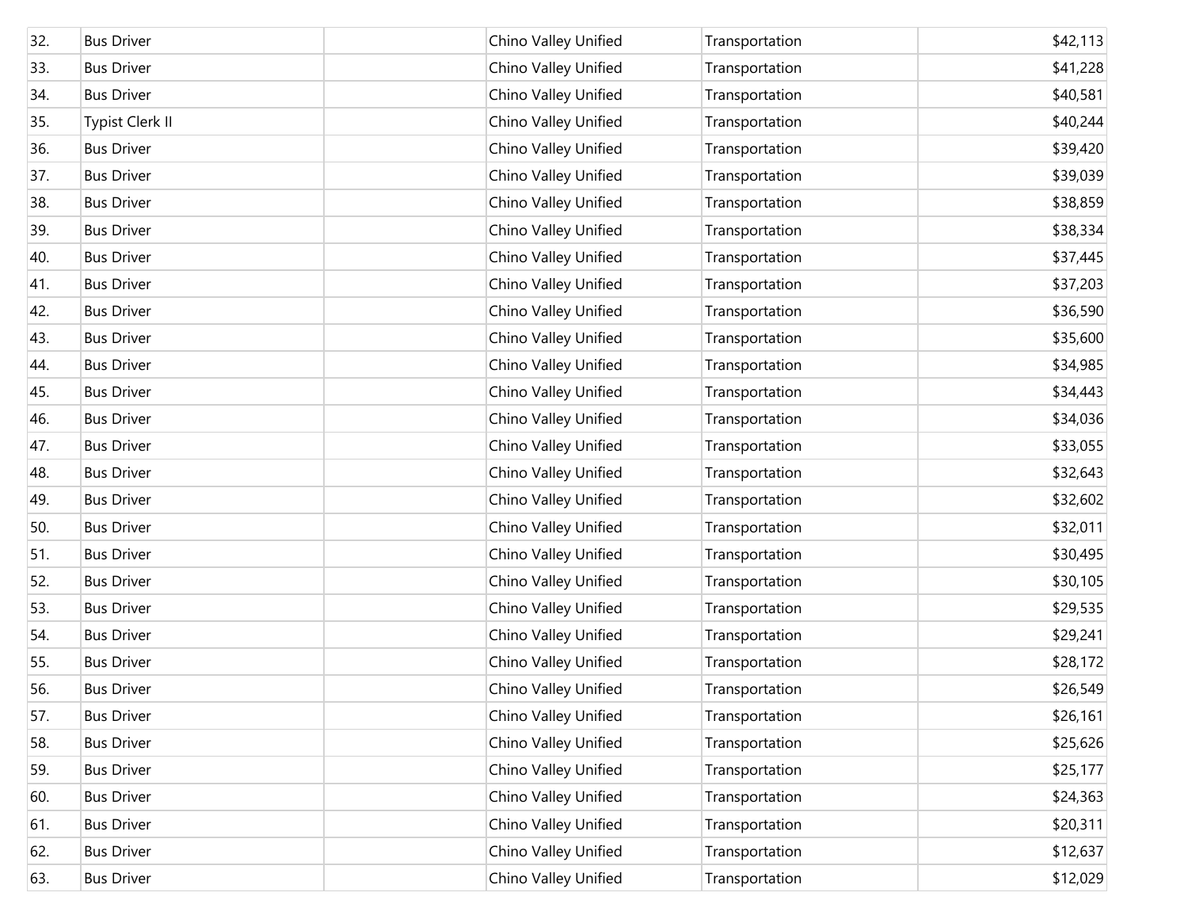| | | | | | |
|---|---|---|---|---|---|
| 32. | Bus Driver | | Chino Valley Unified | Transportation | $42,113 |
| 33. | Bus Driver | | Chino Valley Unified | Transportation | $41,228 |
| 34. | Bus Driver | | Chino Valley Unified | Transportation | $40,581 |
| 35. | Typist Clerk II | | Chino Valley Unified | Transportation | $40,244 |
| 36. | Bus Driver | | Chino Valley Unified | Transportation | $39,420 |
| 37. | Bus Driver | | Chino Valley Unified | Transportation | $39,039 |
| 38. | Bus Driver | | Chino Valley Unified | Transportation | $38,859 |
| 39. | Bus Driver | | Chino Valley Unified | Transportation | $38,334 |
| 40. | Bus Driver | | Chino Valley Unified | Transportation | $37,445 |
| 41. | Bus Driver | | Chino Valley Unified | Transportation | $37,203 |
| 42. | Bus Driver | | Chino Valley Unified | Transportation | $36,590 |
| 43. | Bus Driver | | Chino Valley Unified | Transportation | $35,600 |
| 44. | Bus Driver | | Chino Valley Unified | Transportation | $34,985 |
| 45. | Bus Driver | | Chino Valley Unified | Transportation | $34,443 |
| 46. | Bus Driver | | Chino Valley Unified | Transportation | $34,036 |
| 47. | Bus Driver | | Chino Valley Unified | Transportation | $33,055 |
| 48. | Bus Driver | | Chino Valley Unified | Transportation | $32,643 |
| 49. | Bus Driver | | Chino Valley Unified | Transportation | $32,602 |
| 50. | Bus Driver | | Chino Valley Unified | Transportation | $32,011 |
| 51. | Bus Driver | | Chino Valley Unified | Transportation | $30,495 |
| 52. | Bus Driver | | Chino Valley Unified | Transportation | $30,105 |
| 53. | Bus Driver | | Chino Valley Unified | Transportation | $29,535 |
| 54. | Bus Driver | | Chino Valley Unified | Transportation | $29,241 |
| 55. | Bus Driver | | Chino Valley Unified | Transportation | $28,172 |
| 56. | Bus Driver | | Chino Valley Unified | Transportation | $26,549 |
| 57. | Bus Driver | | Chino Valley Unified | Transportation | $26,161 |
| 58. | Bus Driver | | Chino Valley Unified | Transportation | $25,626 |
| 59. | Bus Driver | | Chino Valley Unified | Transportation | $25,177 |
| 60. | Bus Driver | | Chino Valley Unified | Transportation | $24,363 |
| 61. | Bus Driver | | Chino Valley Unified | Transportation | $20,311 |
| 62. | Bus Driver | | Chino Valley Unified | Transportation | $12,637 |
| 63. | Bus Driver | | Chino Valley Unified | Transportation | $12,029 |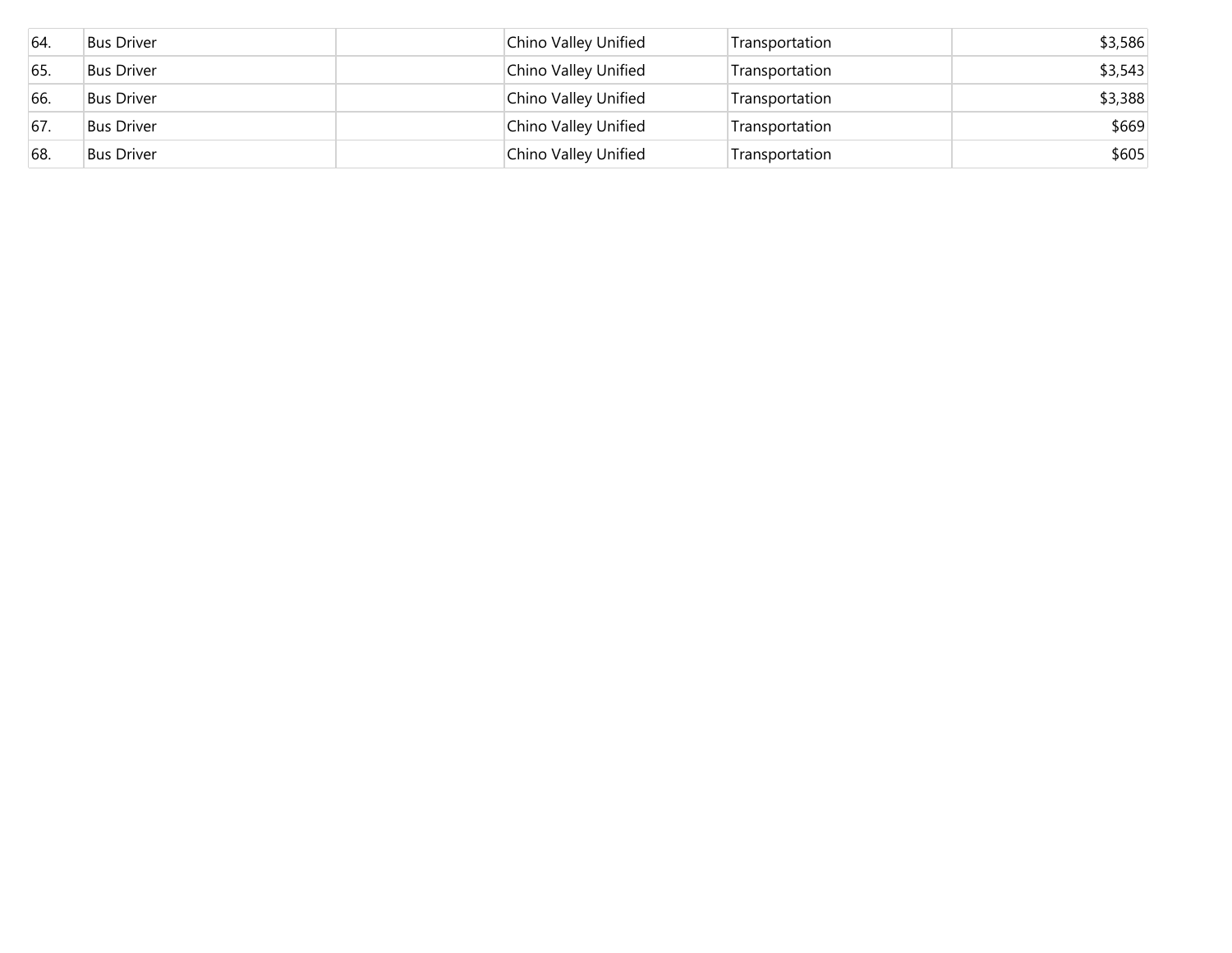| | | | | | |
|---|---|---|---|---|---|
| 64. | Bus Driver | | Chino Valley Unified | Transportation | $3,586 |
| 65. | Bus Driver | | Chino Valley Unified | Transportation | $3,543 |
| 66. | Bus Driver | | Chino Valley Unified | Transportation | $3,388 |
| 67. | Bus Driver | | Chino Valley Unified | Transportation | $669 |
| 68. | Bus Driver | | Chino Valley Unified | Transportation | $605 |